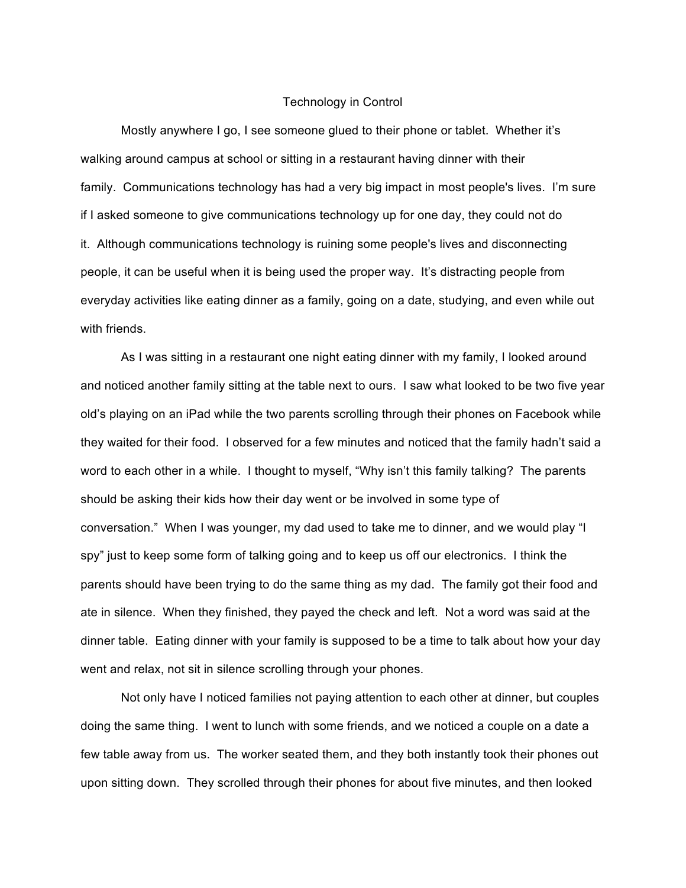# Technology in Control

Mostly anywhere I go, I see someone glued to their phone or tablet. Whether it's walking around campus at school or sitting in a restaurant having dinner with their family. Communications technology has had a very big impact in most people's lives. I'm sure if I asked someone to give communications technology up for one day, they could not do it. Although communications technology is ruining some people's lives and disconnecting people, it can be useful when it is being used the proper way. It's distracting people from everyday activities like eating dinner as a family, going on a date, studying, and even while out with friends.

As I was sitting in a restaurant one night eating dinner with my family, I looked around and noticed another family sitting at the table next to ours. I saw what looked to be two five year old's playing on an iPad while the two parents scrolling through their phones on Facebook while they waited for their food. I observed for a few minutes and noticed that the family hadn't said a word to each other in a while. I thought to myself, "Why isn't this family talking? The parents should be asking their kids how their day went or be involved in some type of conversation." When I was younger, my dad used to take me to dinner, and we would play "I spy" just to keep some form of talking going and to keep us off our electronics. I think the parents should have been trying to do the same thing as my dad. The family got their food and ate in silence. When they finished, they payed the check and left. Not a word was said at the dinner table. Eating dinner with your family is supposed to be a time to talk about how your day went and relax, not sit in silence scrolling through your phones.

Not only have I noticed families not paying attention to each other at dinner, but couples doing the same thing. I went to lunch with some friends, and we noticed a couple on a date a few table away from us. The worker seated them, and they both instantly took their phones out upon sitting down. They scrolled through their phones for about five minutes, and then looked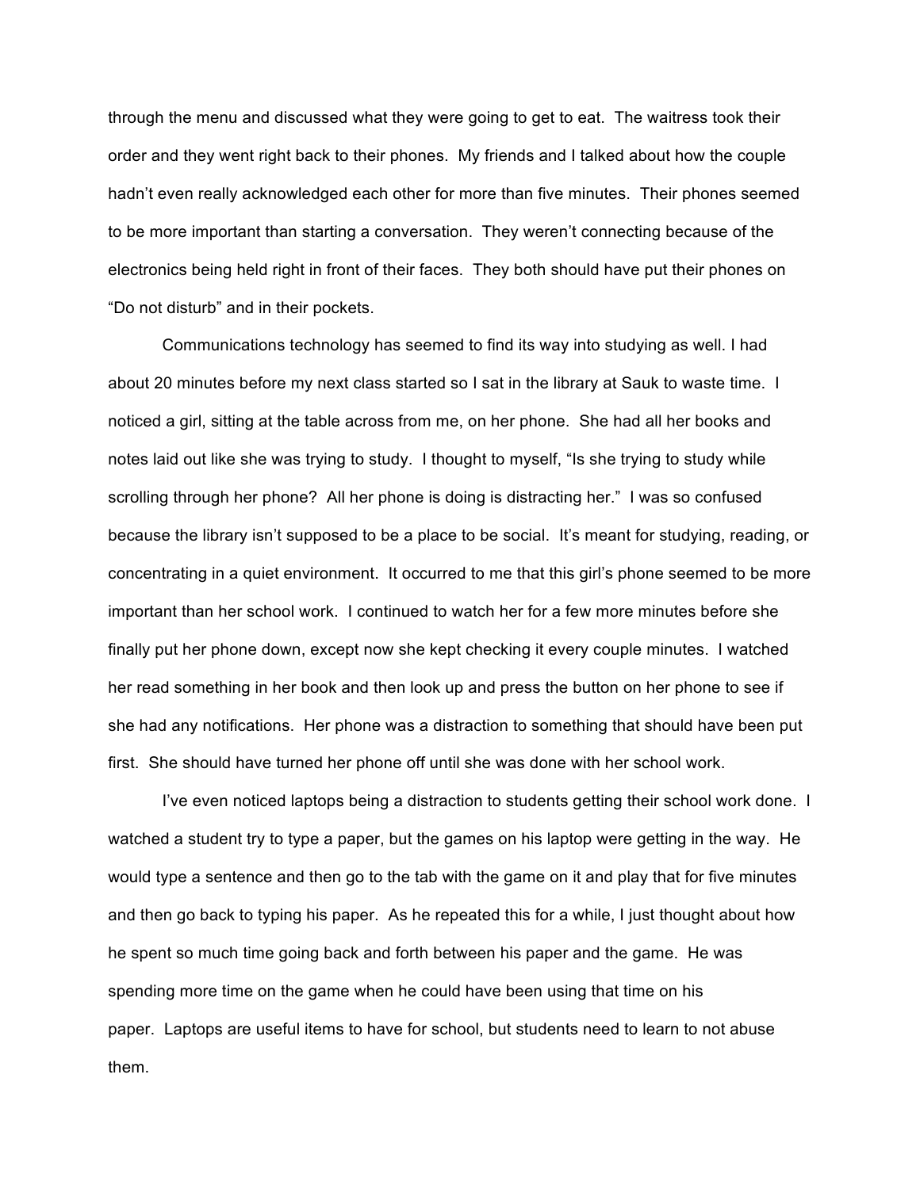through the menu and discussed what they were going to get to eat. The waitress took their order and they went right back to their phones. My friends and I talked about how the couple hadn't even really acknowledged each other for more than five minutes. Their phones seemed to be more important than starting a conversation. They weren't connecting because of the electronics being held right in front of their faces. They both should have put their phones on "Do not disturb" and in their pockets.

Communications technology has seemed to find its way into studying as well. I had about 20 minutes before my next class started so I sat in the library at Sauk to waste time. I noticed a girl, sitting at the table across from me, on her phone. She had all her books and notes laid out like she was trying to study. I thought to myself, "Is she trying to study while scrolling through her phone? All her phone is doing is distracting her." I was so confused because the library isn't supposed to be a place to be social. It's meant for studying, reading, or concentrating in a quiet environment. It occurred to me that this girl's phone seemed to be more important than her school work. I continued to watch her for a few more minutes before she finally put her phone down, except now she kept checking it every couple minutes. I watched her read something in her book and then look up and press the button on her phone to see if she had any notifications. Her phone was a distraction to something that should have been put first. She should have turned her phone off until she was done with her school work.

I've even noticed laptops being a distraction to students getting their school work done. I watched a student try to type a paper, but the games on his laptop were getting in the way. He would type a sentence and then go to the tab with the game on it and play that for five minutes and then go back to typing his paper. As he repeated this for a while, I just thought about how he spent so much time going back and forth between his paper and the game. He was spending more time on the game when he could have been using that time on his paper. Laptops are useful items to have for school, but students need to learn to not abuse them.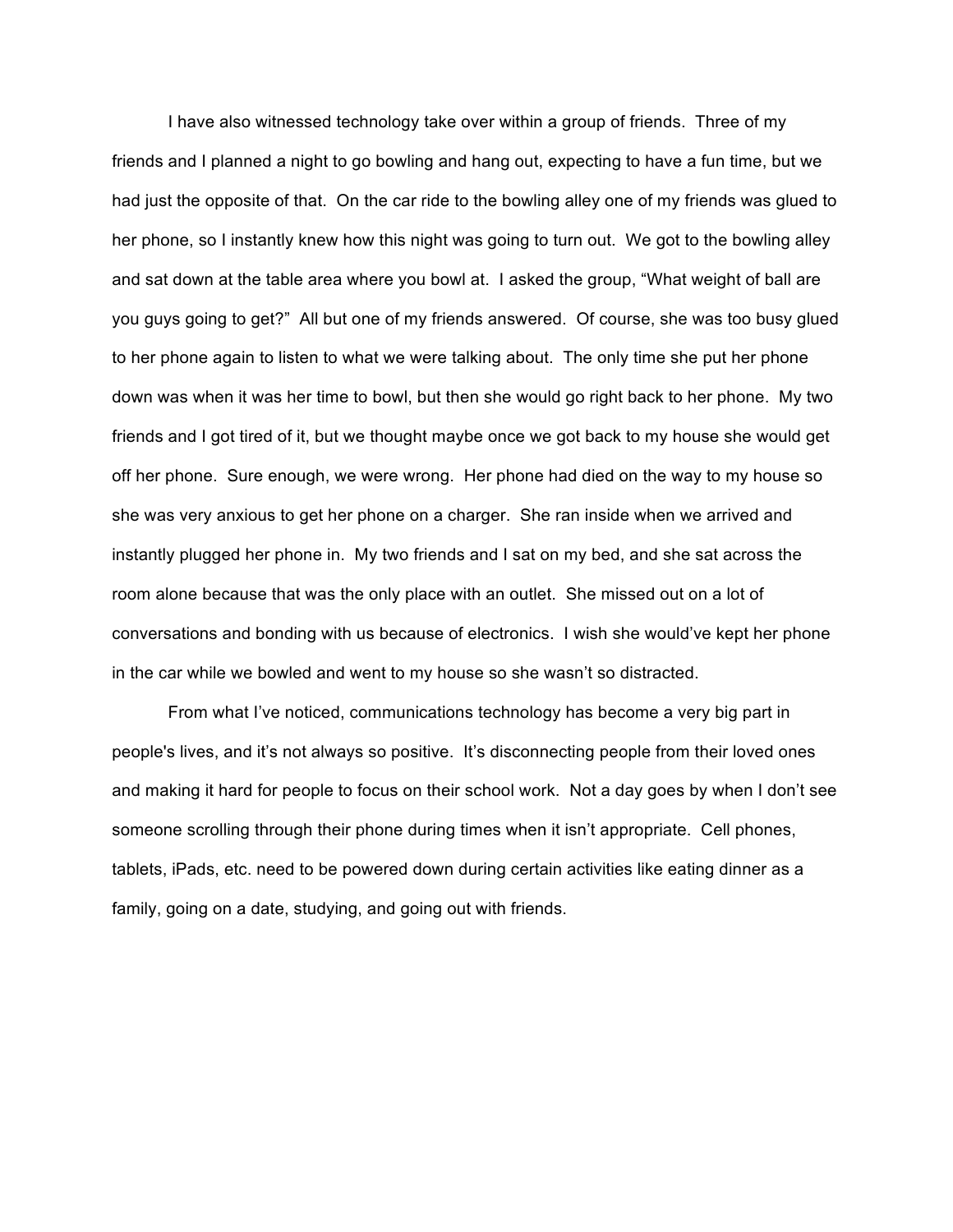I have also witnessed technology take over within a group of friends. Three of my friends and I planned a night to go bowling and hang out, expecting to have a fun time, but we had just the opposite of that. On the car ride to the bowling alley one of my friends was glued to her phone, so I instantly knew how this night was going to turn out. We got to the bowling alley and sat down at the table area where you bowl at. I asked the group, "What weight of ball are you guys going to get?" All but one of my friends answered. Of course, she was too busy glued to her phone again to listen to what we were talking about. The only time she put her phone down was when it was her time to bowl, but then she would go right back to her phone. My two friends and I got tired of it, but we thought maybe once we got back to my house she would get off her phone. Sure enough, we were wrong. Her phone had died on the way to my house so she was very anxious to get her phone on a charger. She ran inside when we arrived and instantly plugged her phone in. My two friends and I sat on my bed, and she sat across the room alone because that was the only place with an outlet. She missed out on a lot of conversations and bonding with us because of electronics. I wish she would've kept her phone in the car while we bowled and went to my house so she wasn't so distracted.

From what I've noticed, communications technology has become a very big part in people's lives, and it's not always so positive. It's disconnecting people from their loved ones and making it hard for people to focus on their school work. Not a day goes by when I don't see someone scrolling through their phone during times when it isn't appropriate. Cell phones, tablets, iPads, etc. need to be powered down during certain activities like eating dinner as a family, going on a date, studying, and going out with friends.